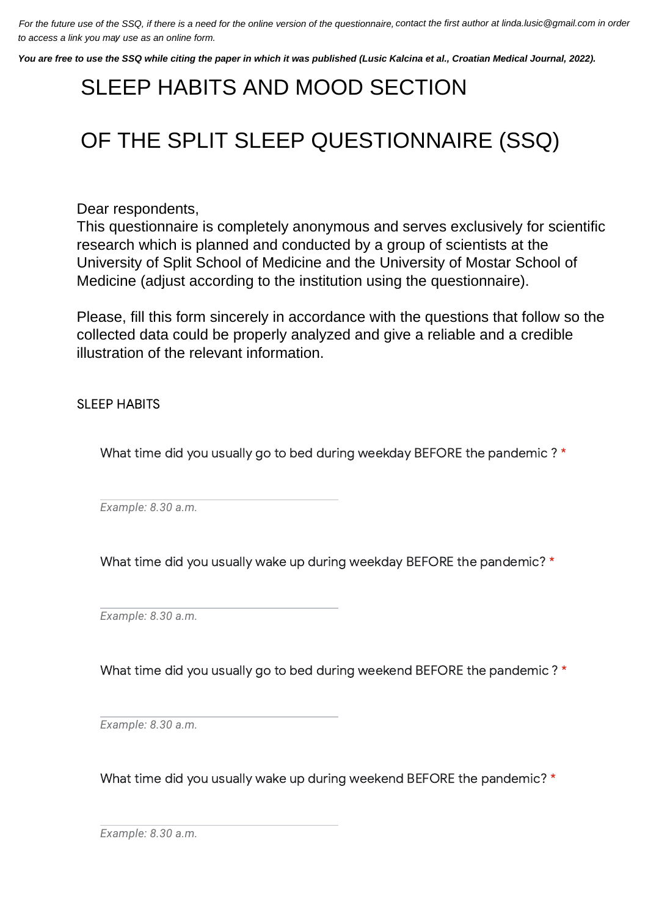*For the future use of the SSQ, if there is a need for the online version of the questionnaire, contact the first author at linda.lusic@gmail.com in order to access a link you may use as an online form.*

***You are free to use the SSQ while citing the paper in which it was published (Lusic Kalcina et al., Croatian Medical Journal, 2022).***

# SLEEP HABITS AND MOOD SECTION

# OF THE SPLIT SLEEP QUESTIONNAIRE (SSQ)

Dear respondents,
This questionnaire is completely anonymous and serves exclusively for scientific research which is planned and conducted by a group of scientists at the University of Split School of Medicine and the University of Mostar School of Medicine (adjust according to the institution using the questionnaire).

Please, fill this form sincerely in accordance with the questions that follow so the collected data could be properly analyzed and give a reliable and a credible illustration of the relevant information.

## SLEEP HABITS

What time did you usually go to bed during weekday BEFORE the pandemic ? *

*Example: 8.30 a.m.*

What time did you usually wake up during weekday BEFORE the pandemic? *

*Example: 8.30 a.m.*

What time did you usually go to bed during weekend BEFORE the pandemic ? *

*Example: 8.30 a.m.*

What time did you usually wake up during weekend BEFORE the pandemic? *

*Example: 8.30 a.m.*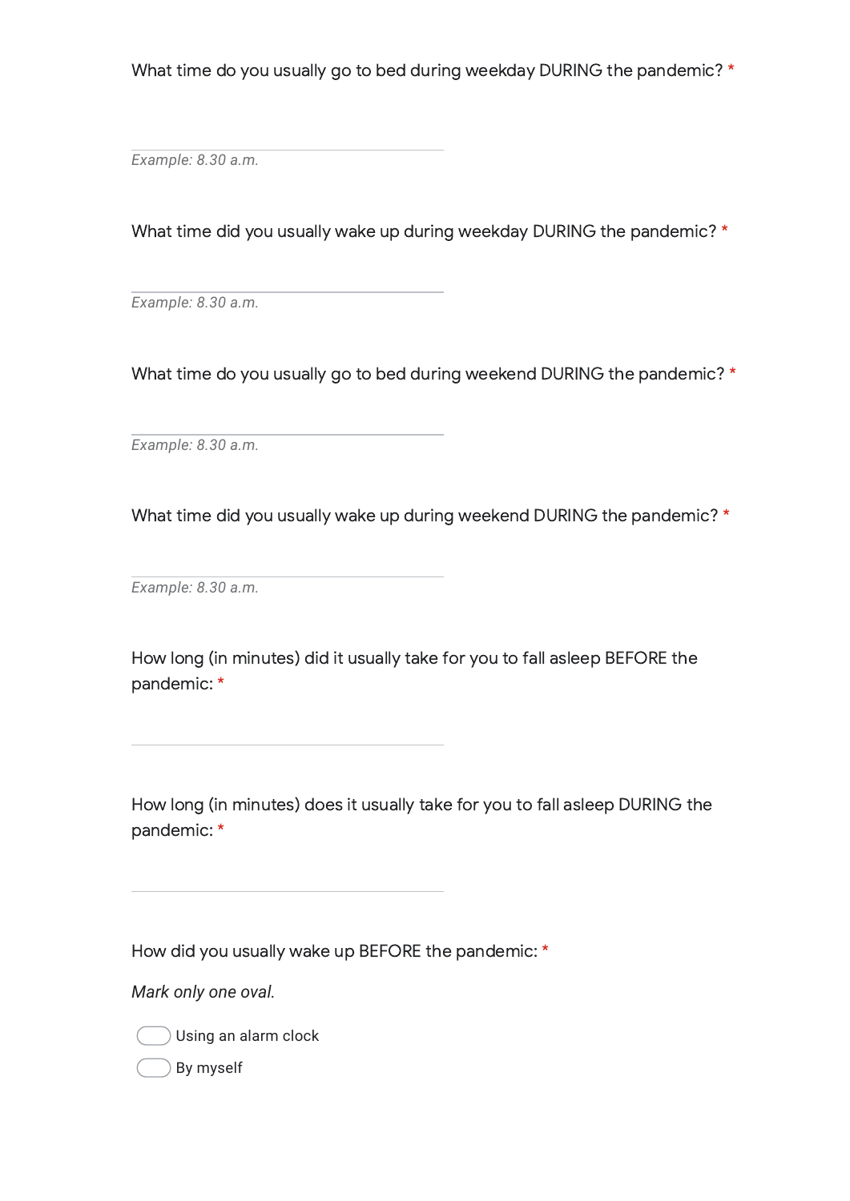What time do you usually go to bed during weekday DURING the pandemic? *

_______________________

*Example: 8.30 a.m.*

What time did you usually wake up during weekday DURING the pandemic? *

_______________________

*Example: 8.30 a.m.*

What time do you usually go to bed during weekend DURING the pandemic? *

_______________________

*Example: 8.30 a.m.*

What time did you usually wake up during weekend DURING the pandemic? *

_______________________

*Example: 8.30 a.m.*

How long (in minutes) did it usually take for you to fall asleep BEFORE the pandemic: *

_______________________

How long (in minutes) does it usually take for you to fall asleep DURING the pandemic: *

_______________________

How did you usually wake up BEFORE the pandemic: *

*Mark only one oval.*

- ◯ Using an alarm clock
- ◯ By myself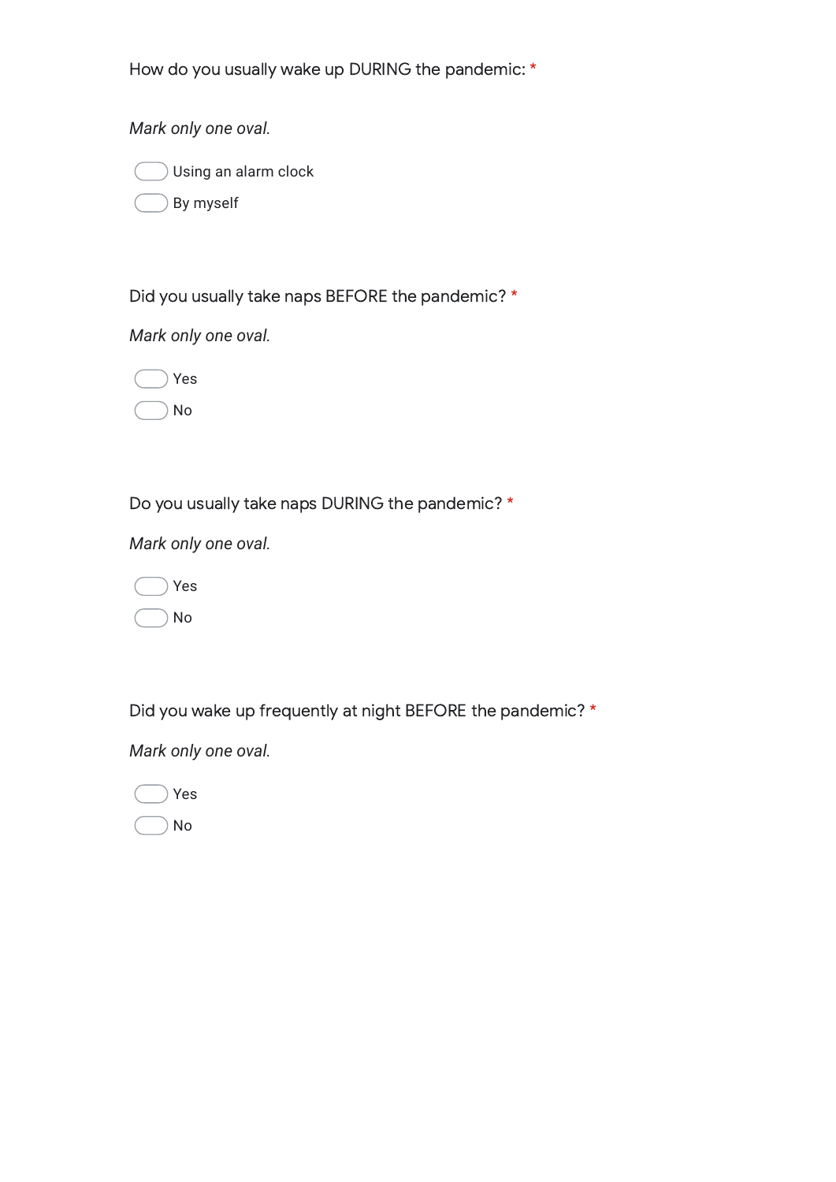How do you usually wake up DURING the pandemic: *

*Mark only one oval.*

- Using an alarm clock
- By myself

Did you usually take naps BEFORE the pandemic? *

*Mark only one oval.*

- Yes
- No

Do you usually take naps DURING the pandemic? *

*Mark only one oval.*

- Yes
- No

Did you wake up frequently at night BEFORE the pandemic? *

*Mark only one oval.*

- Yes
- No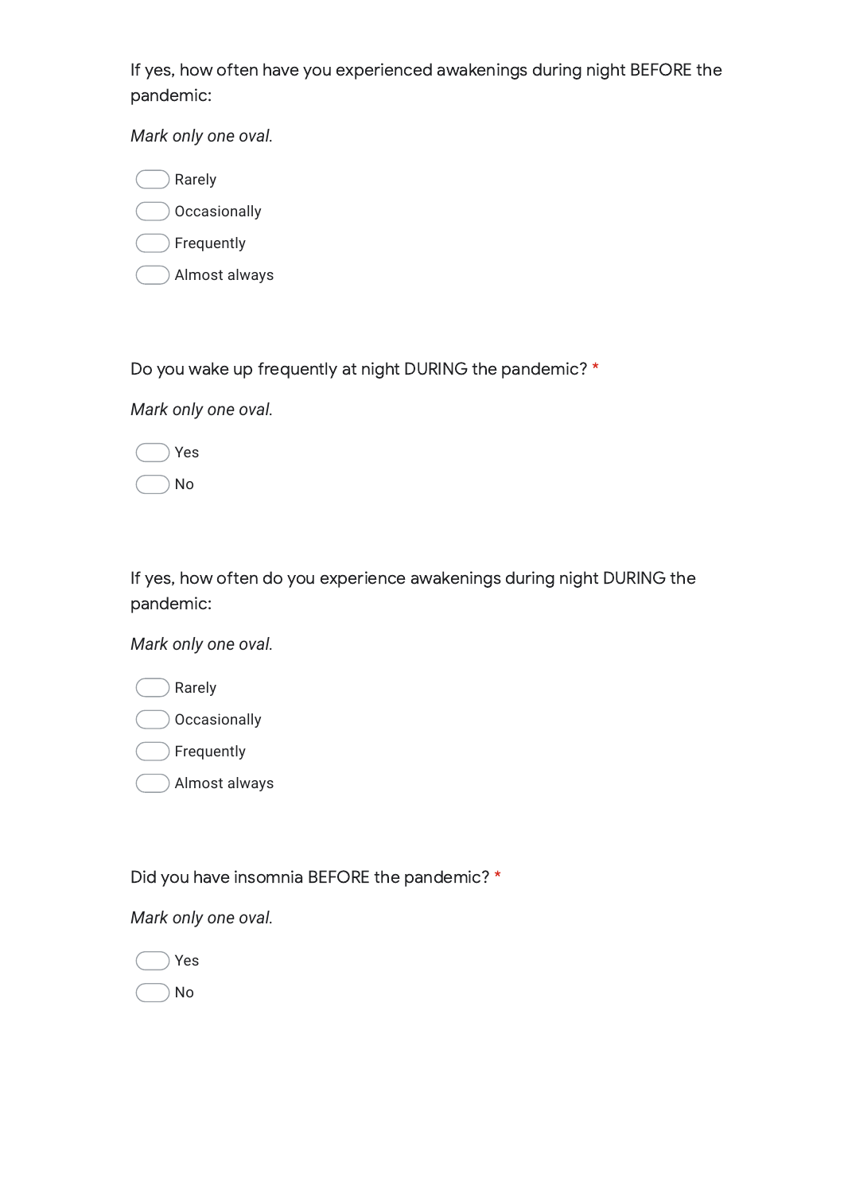If yes, how often have you experienced awakenings during night BEFORE the pandemic:

*Mark only one oval.*

- Rarely
- Occasionally
- Frequently
- Almost always

Do you wake up frequently at night DURING the pandemic? *

*Mark only one oval.*

- Yes
- No

If yes, how often do you experience awakenings during night DURING the pandemic:

*Mark only one oval.*

- Rarely
- Occasionally
- Frequently
- Almost always

Did you have insomnia BEFORE the pandemic? *

*Mark only one oval.*

- Yes
- No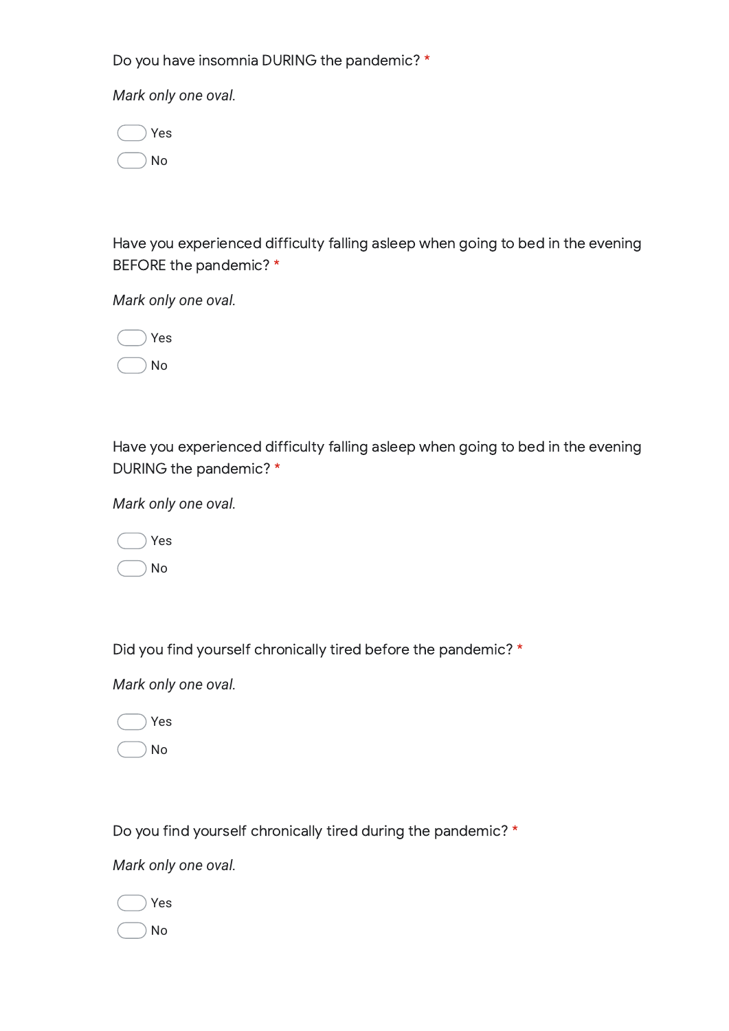Do you have insomnia DURING the pandemic? *

*Mark only one oval.*

- Yes
- No

Have you experienced difficulty falling asleep when going to bed in the evening BEFORE the pandemic? *

*Mark only one oval.*

- Yes
- No

Have you experienced difficulty falling asleep when going to bed in the evening DURING the pandemic? *

*Mark only one oval.*

- Yes
- No

Did you find yourself chronically tired before the pandemic? *

*Mark only one oval.*

- Yes
- No

Do you find yourself chronically tired during the pandemic? *

*Mark only one oval.*

- Yes
- No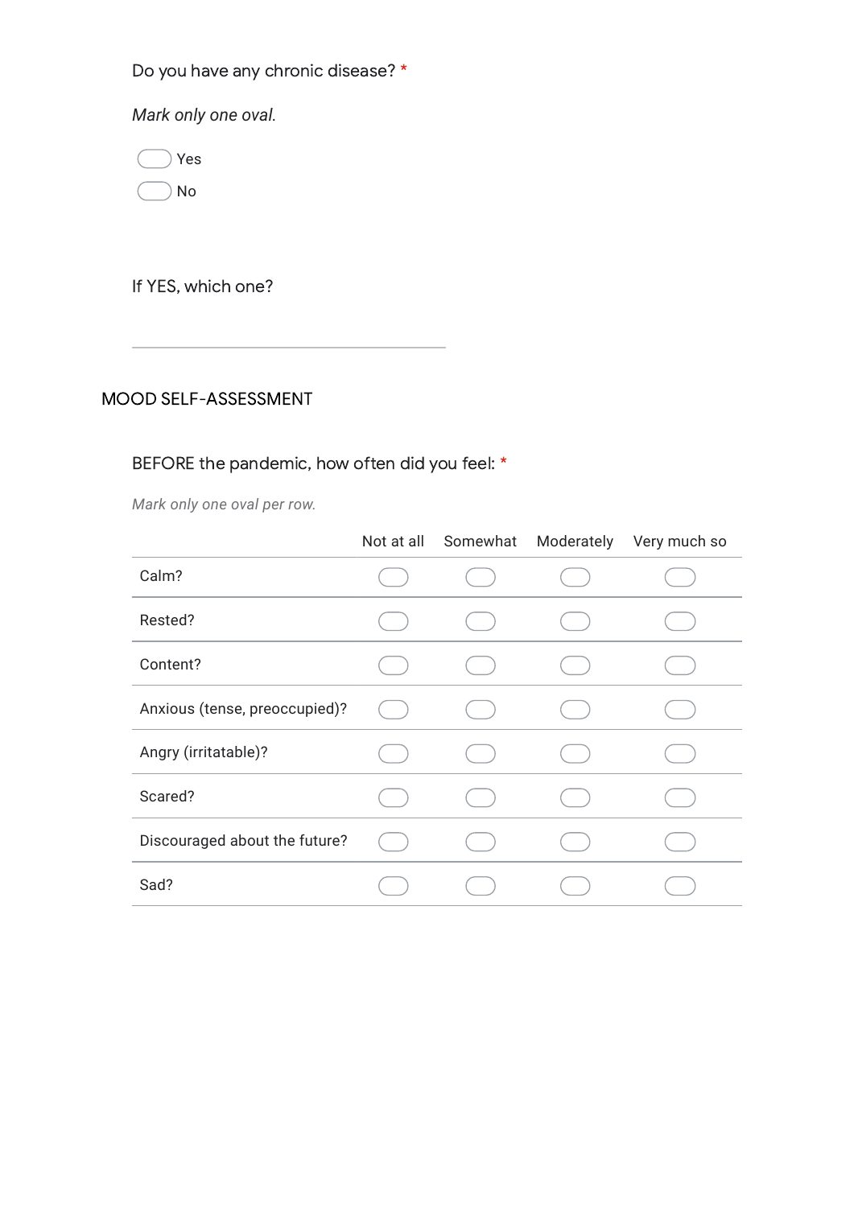Do you have any chronic disease? *

*Mark only one oval.*

- Yes
- No

If YES, which one?

_______________________________

## MOOD SELF-ASSESSMENT

BEFORE the pandemic, how often did you feel: *

*Mark only one oval per row.*

| | Not at all | Somewhat | Moderately | Very much so |
|---|---|---|---|---|
| Calm? | | | | |
| Rested? | | | | |
| Content? | | | | |
| Anxious (tense, preoccupied)? | | | | |
| Angry (irritatable)? | | | | |
| Scared? | | | | |
| Discouraged about the future? | | | | |
| Sad? | | | | |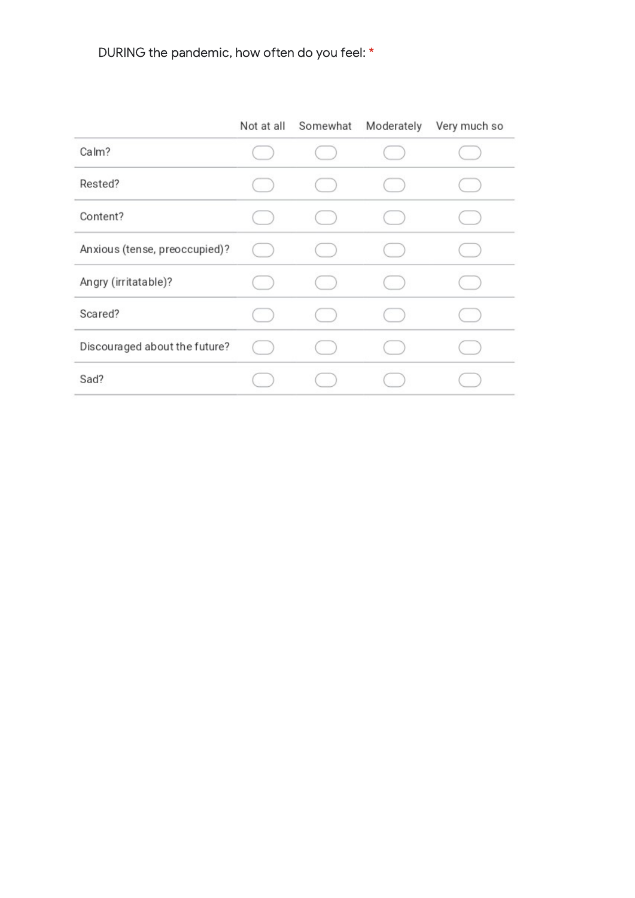DURING the pandemic, how often do you feel: *

| | Not at all | Somewhat | Moderately | Very much so |
| --- | --- | --- | --- | --- |
| Calm? | | | | |
| Rested? | | | | |
| Content? | | | | |
| Anxious (tense, preoccupied)? | | | | |
| Angry (irritatable)? | | | | |
| Scared? | | | | |
| Discouraged about the future? | | | | |
| Sad? | | | | |